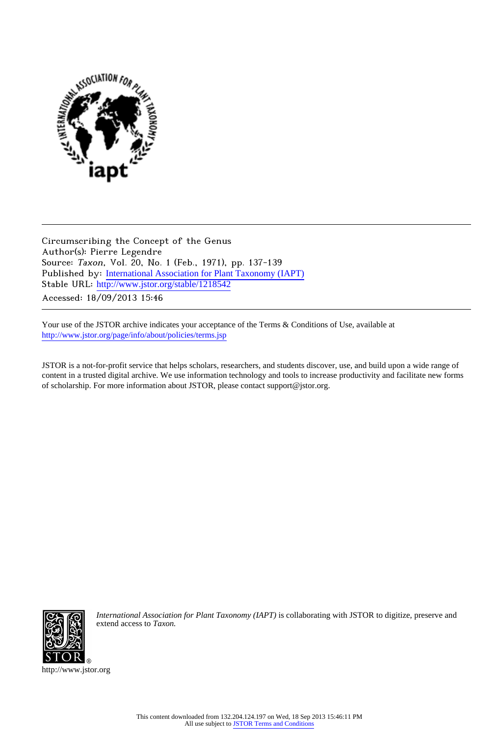Circumscribing the Concept of the Genus
Author(s): Pierre Legendre
Source: *Taxon*, Vol. 20, No. 1 (Feb., 1971), pp. 137-139
Published by: International Association for Plant Taxonomy (IAPT)
Stable URL: http://www.jstor.org/stable/1218542
Accessed: 18/09/2013 15:46

---

Your use of the JSTOR archive indicates your acceptance of the Terms & Conditions of Use, available at http://www.jstor.org/page/info/about/policies/terms.jsp

JSTOR is a not-for-profit service that helps scholars, researchers, and students discover, use, and build upon a wide range of content in a trusted digital archive. We use information technology and tools to increase productivity and facilitate new forms of scholarship. For more information about JSTOR, please contact support@jstor.org.

*International Association for Plant Taxonomy (IAPT)* is collaborating with JSTOR to digitize, preserve and extend access to *Taxon.*

http://www.jstor.org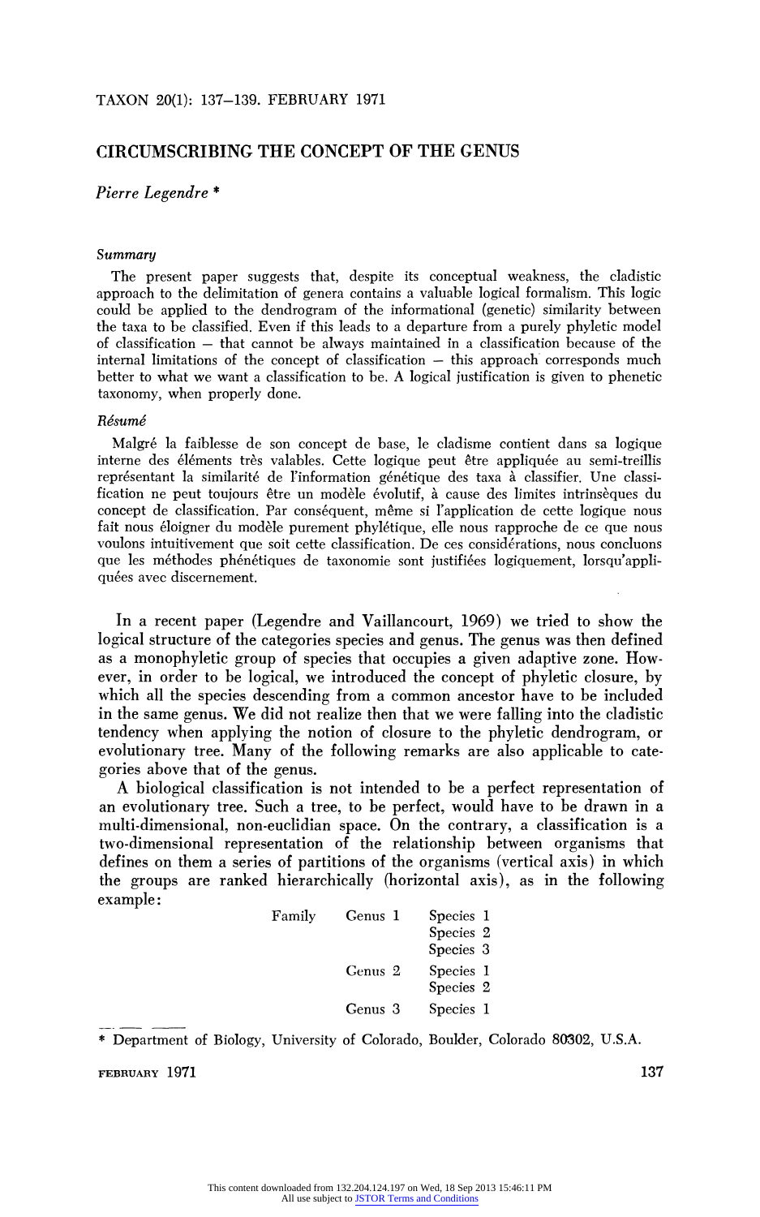TAXON 20(1): 137–139. FEBRUARY 1971

# CIRCUMSCRIBING THE CONCEPT OF THE GENUS

*Pierre Legendre* *

### *Summary*

The present paper suggests that, despite its conceptual weakness, the cladistic approach to the delimitation of genera contains a valuable logical formalism. This logic could be applied to the dendrogram of the informational (genetic) similarity between the taxa to be classified. Even if this leads to a departure from a purely phyletic model of classification — that cannot be always maintained in a classification because of the internal limitations of the concept of classification — this approach corresponds much better to what we want a classification to be. A logical justification is given to phenetic taxonomy, when properly done.

### *Résumé*

Malgré la faiblesse de son concept de base, le cladisme contient dans sa logique interne des éléments très valables. Cette logique peut être appliquée au semi-treillis représentant la similarité de l'information génétique des taxa à classifier. Une classification ne peut toujours être un modèle évolutif, à cause des limites intrinsèques du concept de classification. Par conséquent, même si l'application de cette logique nous fait nous éloigner du modèle purement phylétique, elle nous rapproche de ce que nous voulons intuitivement que soit cette classification. De ces considérations, nous concluons que les méthodes phénétiques de taxonomie sont justifiées logiquement, lorsqu'appliquées avec discernement.

In a recent paper (Legendre and Vaillancourt, 1969) we tried to show the logical structure of the categories species and genus. The genus was then defined as a monophyletic group of species that occupies a given adaptive zone. However, in order to be logical, we introduced the concept of phyletic closure, by which all the species descending from a common ancestor have to be included in the same genus. We did not realize then that we were falling into the cladistic tendency when applying the notion of closure to the phyletic dendrogram, or evolutionary tree. Many of the following remarks are also applicable to categories above that of the genus.

A biological classification is not intended to be a perfect representation of an evolutionary tree. Such a tree, to be perfect, would have to be drawn in a multi-dimensional, non-euclidian space. On the contrary, a classification is a two-dimensional representation of the relationship between organisms that defines on them a series of partitions of the organisms (vertical axis) in which the groups are ranked hierarchically (horizontal axis), as in the following example:

| | | |
|---|---|---|
| Family | Genus 1 | Species 1 |
| | | Species 2 |
| | | Species 3 |
| | Genus 2 | Species 1 |
| | | Species 2 |
| | Genus 3 | Species 1 |

* Department of Biology, University of Colorado, Boulder, Colorado 80302, U.S.A.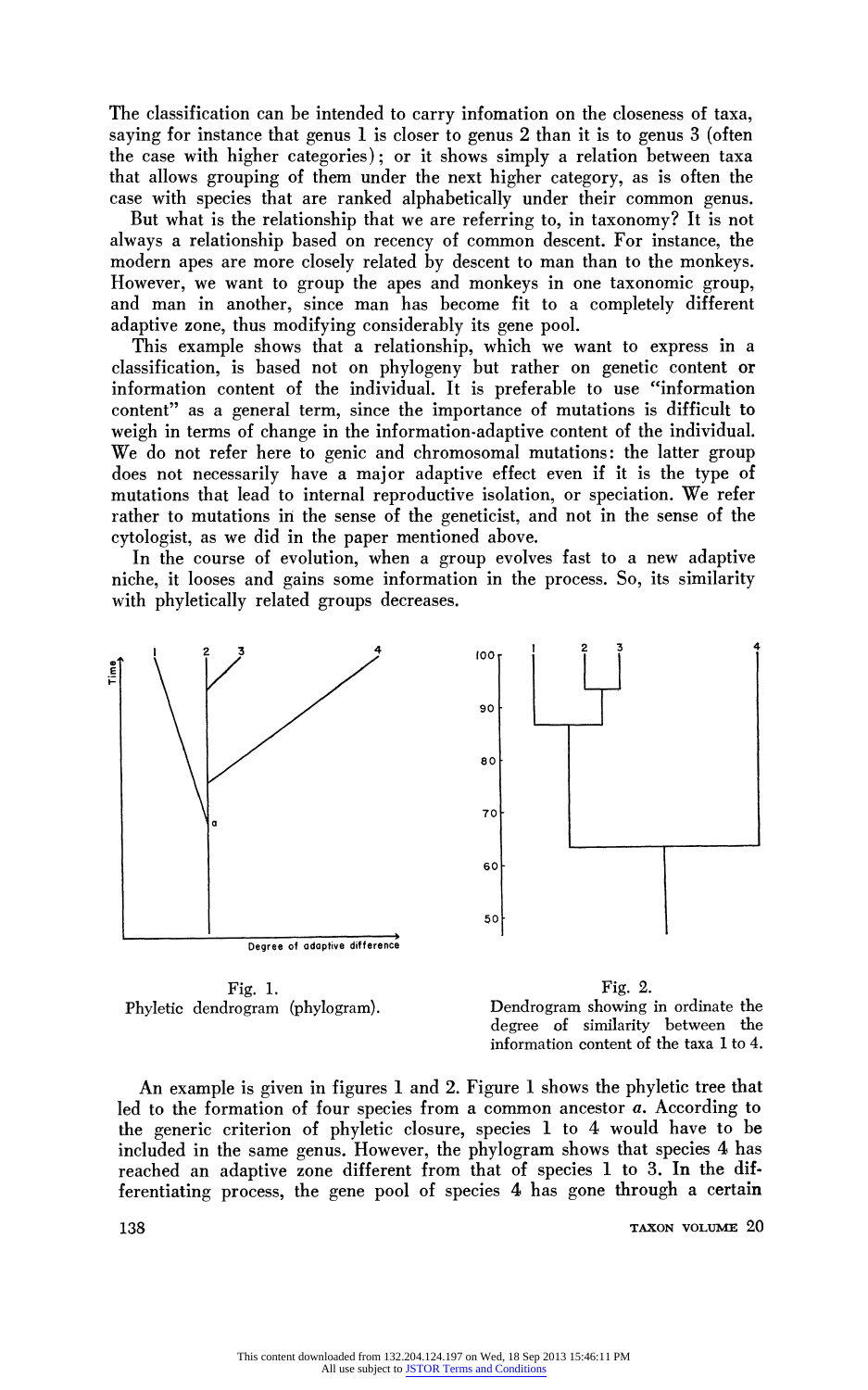The classification can be intended to carry infomation on the closeness of taxa, saying for instance that genus 1 is closer to genus 2 than it is to genus 3 (often the case with higher categories); or it shows simply a relation between taxa that allows grouping of them under the next higher category, as is often the case with species that are ranked alphabetically under their common genus.

But what is the relationship that we are referring to, in taxonomy? It is not always a relationship based on recency of common descent. For instance, the modern apes are more closely related by descent to man than to the monkeys. However, we want to group the apes and monkeys in one taxonomic group, and man in another, since man has become fit to a completely different adaptive zone, thus modifying considerably its gene pool.

This example shows that a relationship, which we want to express in a classification, is based not on phylogeny but rather on genetic content or information content of the individual. It is preferable to use "information content" as a general term, since the importance of mutations is difficult to weigh in terms of change in the information-adaptive content of the individual. We do not refer here to genic and chromosomal mutations: the latter group does not necessarily have a major adaptive effect even if it is the type of mutations that lead to internal reproductive isolation, or speciation. We refer rather to mutations in the sense of the geneticist, and not in the sense of the cytologist, as we did in the paper mentioned above.

In the course of evolution, when a group evolves fast to a new adaptive niche, it looses and gains some information in the process. So, its similarity with phyletically related groups decreases.

Fig. 1.
Phyletic dendrogram (phylogram).

Fig. 2.
Dendrogram showing in ordinate the degree of similarity between the information content of the taxa 1 to 4.

An example is given in figures 1 and 2. Figure 1 shows the phyletic tree that led to the formation of four species from a common ancestor *a*. According to the generic criterion of phyletic closure, species 1 to 4 would have to be included in the same genus. However, the phylogram shows that species 4 has reached an adaptive zone different from that of species 1 to 3. In the differentiating process, the gene pool of species 4 has gone through a certain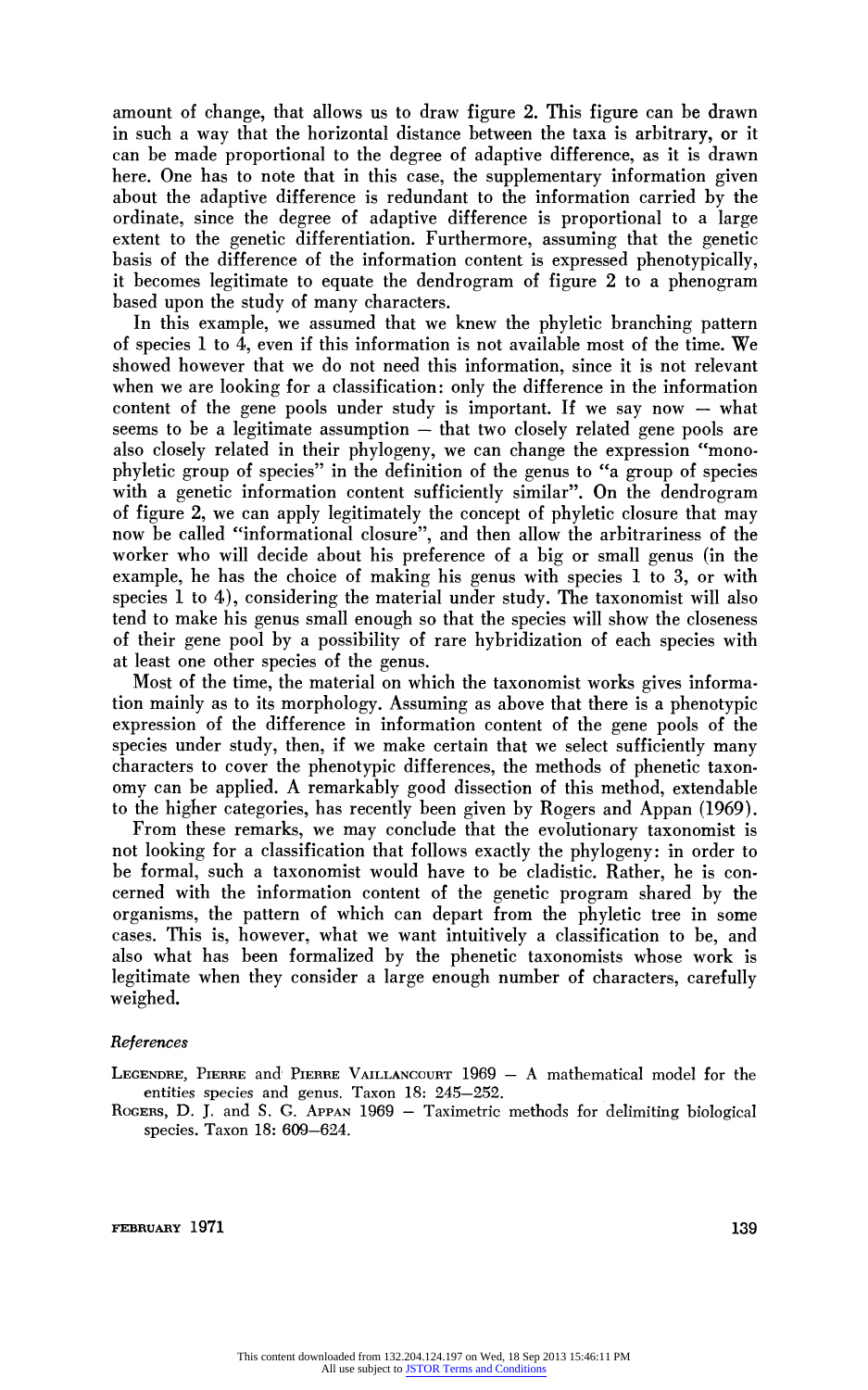amount of change, that allows us to draw figure 2. This figure can be drawn in such a way that the horizontal distance between the taxa is arbitrary, or it can be made proportional to the degree of adaptive difference, as it is drawn here. One has to note that in this case, the supplementary information given about the adaptive difference is redundant to the information carried by the ordinate, since the degree of adaptive difference is proportional to a large extent to the genetic differentiation. Furthermore, assuming that the genetic basis of the difference of the information content is expressed phenotypically, it becomes legitimate to equate the dendrogram of figure 2 to a phenogram based upon the study of many characters.

In this example, we assumed that we knew the phyletic branching pattern of species 1 to 4, even if this information is not available most of the time. We showed however that we do not need this information, since it is not relevant when we are looking for a classification: only the difference in the information content of the gene pools under study is important. If we say now — what seems to be a legitimate assumption — that two closely related gene pools are also closely related in their phylogeny, we can change the expression "monophyletic group of species" in the definition of the genus to "a group of species with a genetic information content sufficiently similar". On the dendrogram of figure 2, we can apply legitimately the concept of phyletic closure that may now be called "informational closure", and then allow the arbitrariness of the worker who will decide about his preference of a big or small genus (in the example, he has the choice of making his genus with species 1 to 3, or with species 1 to 4), considering the material under study. The taxonomist will also tend to make his genus small enough so that the species will show the closeness of their gene pool by a possibility of rare hybridization of each species with at least one other species of the genus.

Most of the time, the material on which the taxonomist works gives information mainly as to its morphology. Assuming as above that there is a phenotypic expression of the difference in information content of the gene pools of the species under study, then, if we make certain that we select sufficiently many characters to cover the phenotypic differences, the methods of phenetic taxonomy can be applied. A remarkably good dissection of this method, extendable to the higher categories, has recently been given by Rogers and Appan (1969).

From these remarks, we may conclude that the evolutionary taxonomist is not looking for a classification that follows exactly the phylogeny: in order to be formal, such a taxonomist would have to be cladistic. Rather, he is concerned with the information content of the genetic program shared by the organisms, the pattern of which can depart from the phyletic tree in some cases. This is, however, what we want intuitively a classification to be, and also what has been formalized by the phenetic taxonomists whose work is legitimate when they consider a large enough number of characters, carefully weighed.

*References*

LEGENDRE, PIERRE and PIERRE VAILLANCOURT 1969 — A mathematical model for the entities species and genus. Taxon 18: 245–252.

ROGERS, D. J. and S. G. APPAN 1969 — Taximetric methods for delimiting biological species. Taxon 18: 609–624.